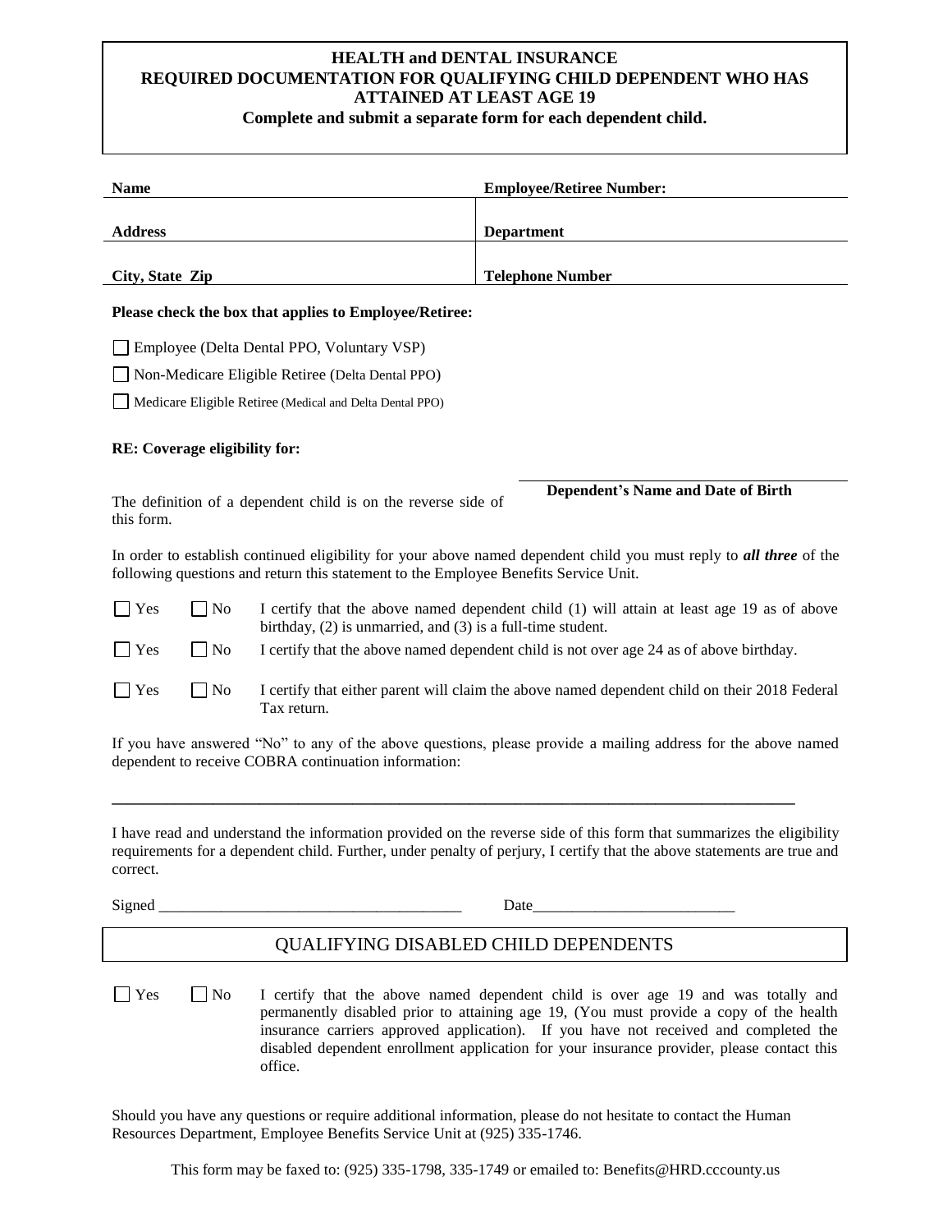**HEALTH and DENTAL INSURANCE**
**REQUIRED DOCUMENTATION FOR QUALIFYING CHILD DEPENDENT WHO HAS ATTAINED AT LEAST AGE 19**
**Complete and submit a separate form for each dependent child.**

| **Name** | **Employee/Retiree Number:** |
|---|---|
| **Address** | **Department** |
| **City, State Zip** | **Telephone Number** |

**Please check the box that applies to Employee/Retiree:**

☐ Employee (Delta Dental PPO, Voluntary VSP)

☐ Non-Medicare Eligible Retiree (Delta Dental PPO)

☐ Medicare Eligible Retiree (Medical and Delta Dental PPO)

**RE: Coverage eligibility for:**

______________________________
**Dependent's Name and Date of Birth**

The definition of a dependent child is on the reverse side of this form.

In order to establish continued eligibility for your above named dependent child you must reply to ***all three*** of the following questions and return this statement to the Employee Benefits Service Unit.

☐ Yes ☐ No I certify that the above named dependent child (1) will attain at least age 19 as of above birthday, (2) is unmarried, and (3) is a full-time student.

☐ Yes ☐ No I certify that the above named dependent child is not over age 24 as of above birthday.

☐ Yes ☐ No I certify that either parent will claim the above named dependent child on their 2018 Federal Tax return.

If you have answered "No" to any of the above questions, please provide a mailing address for the above named dependent to receive COBRA continuation information:

______________________________________________________________________

I have read and understand the information provided on the reverse side of this form that summarizes the eligibility requirements for a dependent child. Further, under penalty of perjury, I certify that the above statements are true and correct.

Signed ______________________________________ Date__________________________

## QUALIFYING DISABLED CHILD DEPENDENTS

☐ Yes ☐ No I certify that the above named dependent child is over age 19 and was totally and permanently disabled prior to attaining age 19, (You must provide a copy of the health insurance carriers approved application). If you have not received and completed the disabled dependent enrollment application for your insurance provider, please contact this office.

Should you have any questions or require additional information, please do not hesitate to contact the Human Resources Department, Employee Benefits Service Unit at (925) 335-1746.

This form may be faxed to: (925) 335-1798, 335-1749 or emailed to: Benefits@HRD.cccounty.us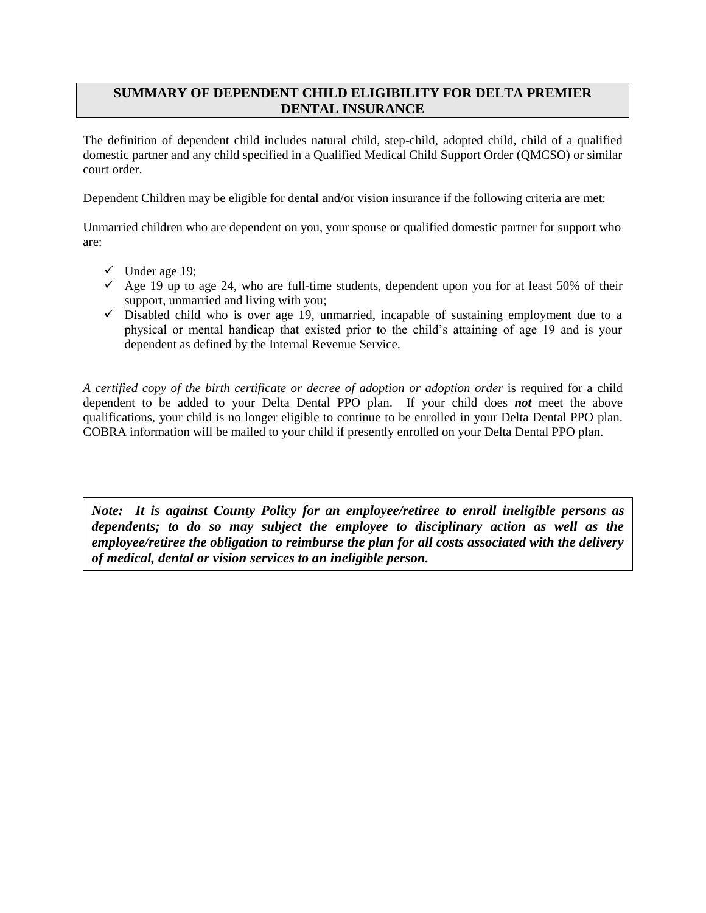## SUMMARY OF DEPENDENT CHILD ELIGIBILITY FOR DELTA PREMIER DENTAL INSURANCE

The definition of dependent child includes natural child, step-child, adopted child, child of a qualified domestic partner and any child specified in a Qualified Medical Child Support Order (QMCSO) or similar court order.

Dependent Children may be eligible for dental and/or vision insurance if the following criteria are met:

Unmarried children who are dependent on you, your spouse or qualified domestic partner for support who are:

- ✓ Under age 19;
- ✓ Age 19 up to age 24, who are full-time students, dependent upon you for at least 50% of their support, unmarried and living with you;
- ✓ Disabled child who is over age 19, unmarried, incapable of sustaining employment due to a physical or mental handicap that existed prior to the child's attaining of age 19 and is your dependent as defined by the Internal Revenue Service.

*A certified copy of the birth certificate or decree of adoption or adoption order* is required for a child dependent to be added to your Delta Dental PPO plan. If your child does ***not*** meet the above qualifications, your child is no longer eligible to continue to be enrolled in your Delta Dental PPO plan. COBRA information will be mailed to your child if presently enrolled on your Delta Dental PPO plan.

***Note: It is against County Policy for an employee/retiree to enroll ineligible persons as dependents; to do so may subject the employee to disciplinary action as well as the employee/retiree the obligation to reimburse the plan for all costs associated with the delivery of medical, dental or vision services to an ineligible person.***